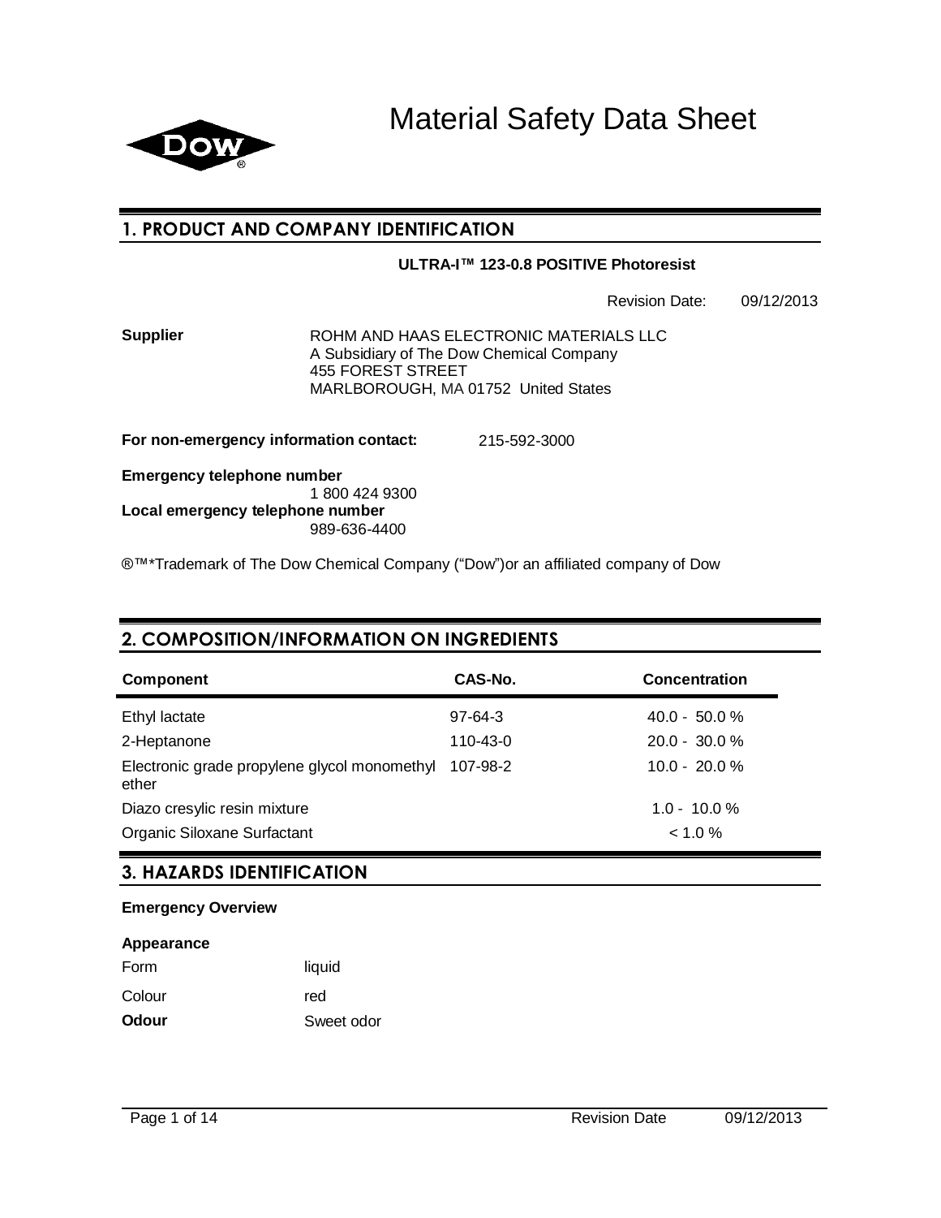# Material Safety Data Sheet

## 1. PRODUCT AND COMPANY IDENTIFICATION

**ULTRA-I™ 123-0.8 POSITIVE Photoresist**

Revision Date: 09/12/2013

**Supplier**

ROHM AND HAAS ELECTRONIC MATERIALS LLC
A Subsidiary of The Dow Chemical Company
455 FOREST STREET
MARLBOROUGH, MA 01752 United States

**For non-emergency information contact:** 215-592-3000

**Emergency telephone number**
1 800 424 9300

**Local emergency telephone number**
989-636-4400

®™*Trademark of The Dow Chemical Company ("Dow")or an affiliated company of Dow

## 2. COMPOSITION/INFORMATION ON INGREDIENTS

| Component | CAS-No. | Concentration |
|---|---|---|
| Ethyl lactate | 97-64-3 | 40.0 - 50.0 % |
| 2-Heptanone | 110-43-0 | 20.0 - 30.0 % |
| Electronic grade propylene glycol monomethyl ether | 107-98-2 | 10.0 - 20.0 % |
| Diazo cresylic resin mixture | | 1.0 - 10.0 % |
| Organic Siloxane Surfactant | | < 1.0 % |

## 3. HAZARDS IDENTIFICATION

**Emergency Overview**

**Appearance**

| | |
|---|---|
| Form | liquid |
| Colour | red |
| **Odour** | Sweet odor |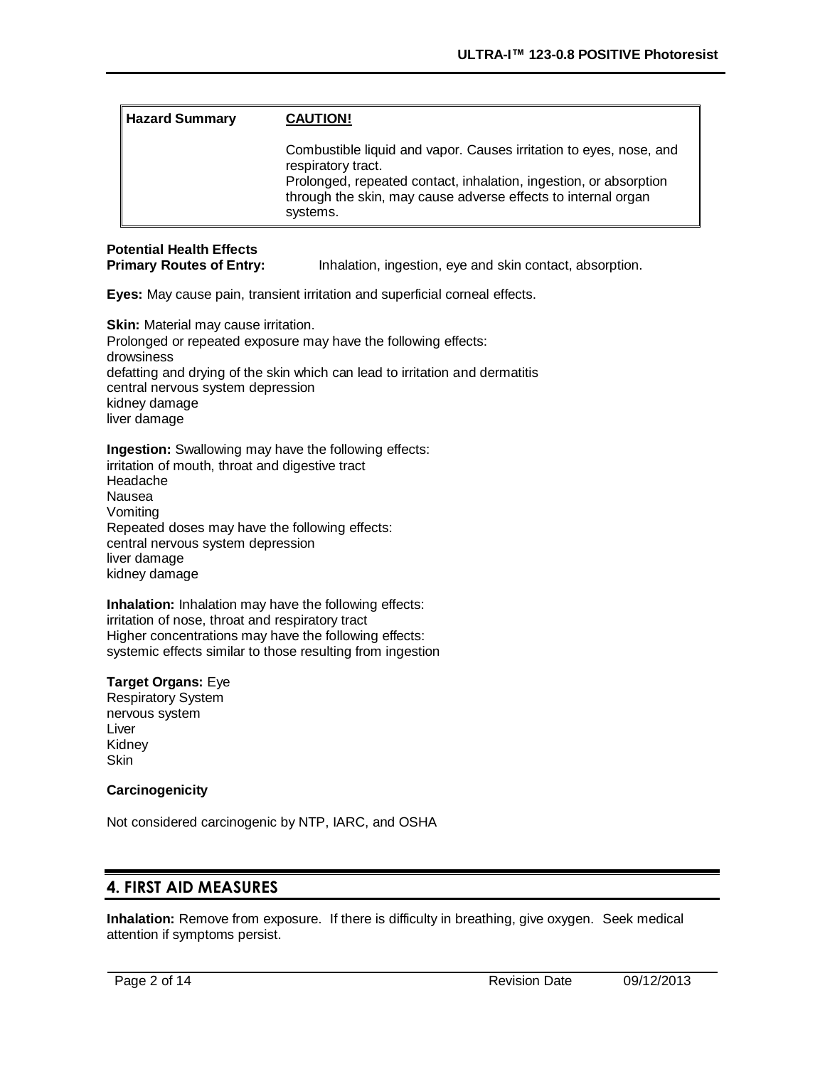| Hazard Summary | **CAUTION!** |
| --- | --- |
| | Combustible liquid and vapor. Causes irritation to eyes, nose, and respiratory tract.<br>Prolonged, repeated contact, inhalation, ingestion, or absorption through the skin, may cause adverse effects to internal organ systems. |

**Potential Health Effects**
**Primary Routes of Entry:** Inhalation, ingestion, eye and skin contact, absorption.

**Eyes:** May cause pain, transient irritation and superficial corneal effects.

**Skin:** Material may cause irritation.
Prolonged or repeated exposure may have the following effects:
drowsiness
defatting and drying of the skin which can lead to irritation and dermatitis
central nervous system depression
kidney damage
liver damage

**Ingestion:** Swallowing may have the following effects:
irritation of mouth, throat and digestive tract
Headache
Nausea
Vomiting
Repeated doses may have the following effects:
central nervous system depression
liver damage
kidney damage

**Inhalation:** Inhalation may have the following effects:
irritation of nose, throat and respiratory tract
Higher concentrations may have the following effects:
systemic effects similar to those resulting from ingestion

**Target Organs:** Eye
Respiratory System
nervous system
Liver
Kidney
Skin

**Carcinogenicity**

Not considered carcinogenic by NTP, IARC, and OSHA

## 4. FIRST AID MEASURES

**Inhalation:** Remove from exposure. If there is difficulty in breathing, give oxygen. Seek medical attention if symptoms persist.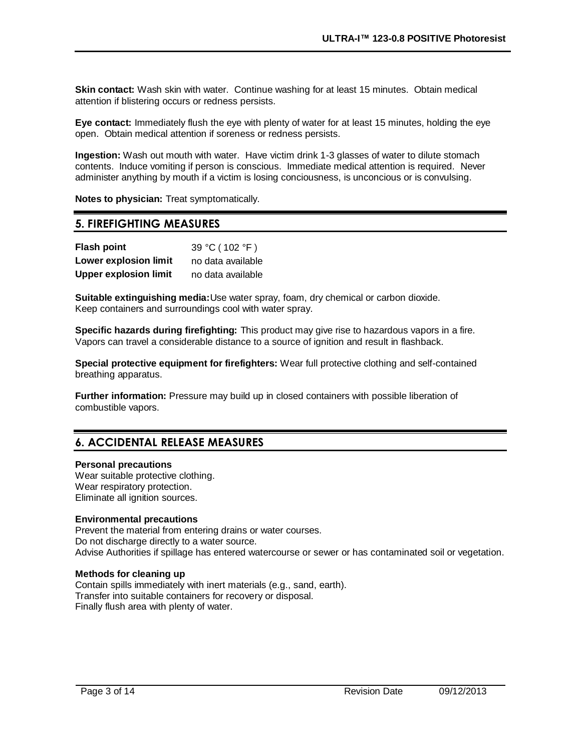**Skin contact:** Wash skin with water. Continue washing for at least 15 minutes. Obtain medical attention if blistering occurs or redness persists.

**Eye contact:** Immediately flush the eye with plenty of water for at least 15 minutes, holding the eye open. Obtain medical attention if soreness or redness persists.

**Ingestion:** Wash out mouth with water. Have victim drink 1-3 glasses of water to dilute stomach contents. Induce vomiting if person is conscious. Immediate medical attention is required. Never administer anything by mouth if a victim is losing conciousness, is unconcious or is convulsing.

**Notes to physician:** Treat symptomatically.

## 5. FIREFIGHTING MEASURES

| | |
|---|---|
| **Flash point** | 39 °C ( 102 °F ) |
| **Lower explosion limit** | no data available |
| **Upper explosion limit** | no data available |

**Suitable extinguishing media:** Use water spray, foam, dry chemical or carbon dioxide. Keep containers and surroundings cool with water spray.

**Specific hazards during firefighting:** This product may give rise to hazardous vapors in a fire. Vapors can travel a considerable distance to a source of ignition and result in flashback.

**Special protective equipment for firefighters:** Wear full protective clothing and self-contained breathing apparatus.

**Further information:** Pressure may build up in closed containers with possible liberation of combustible vapors.

## 6. ACCIDENTAL RELEASE MEASURES

**Personal precautions**
Wear suitable protective clothing.
Wear respiratory protection.
Eliminate all ignition sources.

**Environmental precautions**
Prevent the material from entering drains or water courses.
Do not discharge directly to a water source.
Advise Authorities if spillage has entered watercourse or sewer or has contaminated soil or vegetation.

**Methods for cleaning up**
Contain spills immediately with inert materials (e.g., sand, earth).
Transfer into suitable containers for recovery or disposal.
Finally flush area with plenty of water.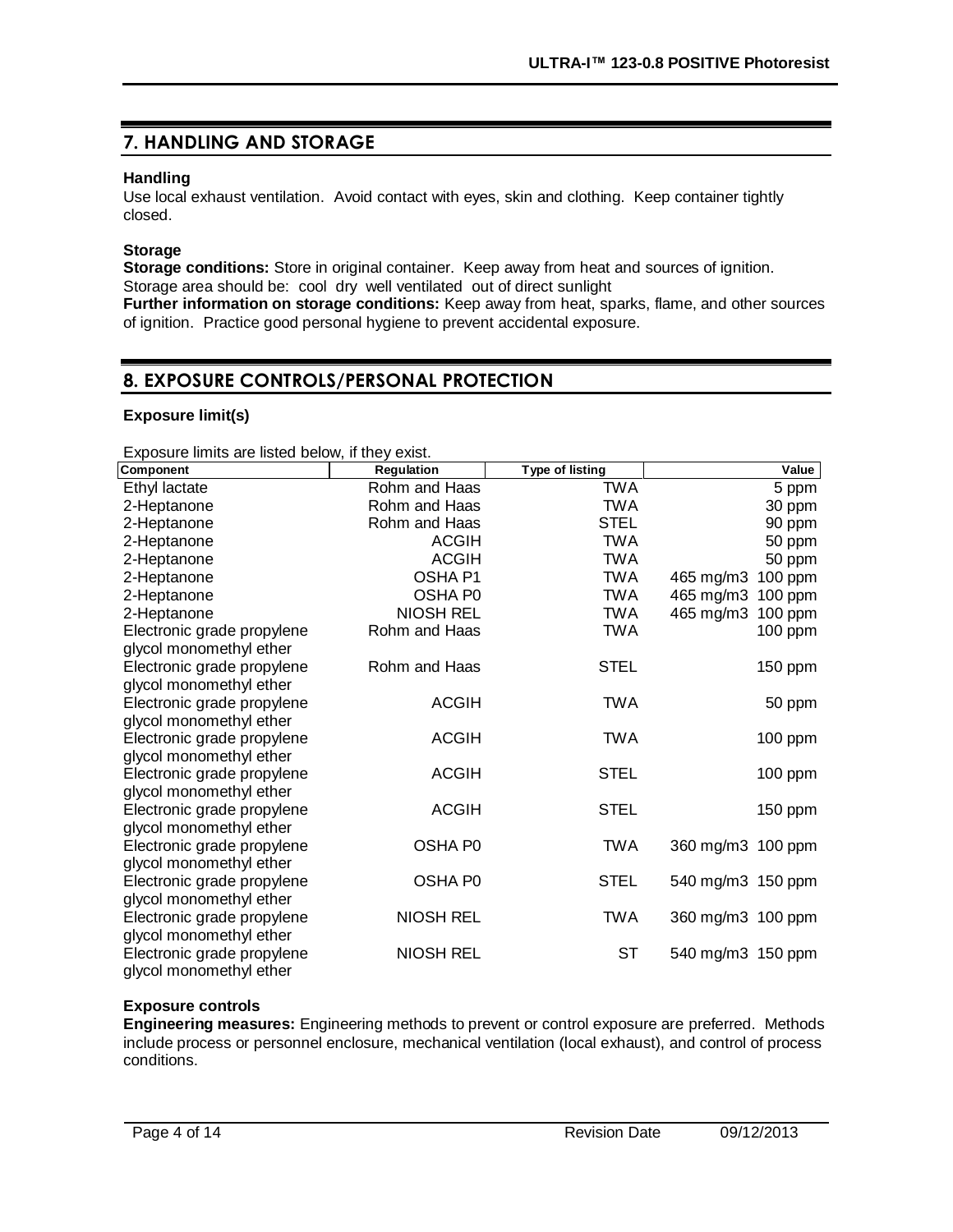## 7. HANDLING AND STORAGE

### Handling

Use local exhaust ventilation. Avoid contact with eyes, skin and clothing. Keep container tightly closed.

### Storage

**Storage conditions:** Store in original container. Keep away from heat and sources of ignition. Storage area should be: cool dry well ventilated out of direct sunlight

**Further information on storage conditions:** Keep away from heat, sparks, flame, and other sources of ignition. Practice good personal hygiene to prevent accidental exposure.

## 8. EXPOSURE CONTROLS/PERSONAL PROTECTION

### Exposure limit(s)

Exposure limits are listed below, if they exist.

| Component | Regulation | Type of listing | Value |
|---|---|---|---|
| Ethyl lactate | Rohm and Haas | TWA | 5 ppm |
| 2-Heptanone | Rohm and Haas | TWA | 30 ppm |
| 2-Heptanone | Rohm and Haas | STEL | 90 ppm |
| 2-Heptanone | ACGIH | TWA | 50 ppm |
| 2-Heptanone | ACGIH | TWA | 50 ppm |
| 2-Heptanone | OSHA P1 | TWA | 465 mg/m3 100 ppm |
| 2-Heptanone | OSHA P0 | TWA | 465 mg/m3 100 ppm |
| 2-Heptanone | NIOSH REL | TWA | 465 mg/m3 100 ppm |
| Electronic grade propylene glycol monomethyl ether | Rohm and Haas | TWA | 100 ppm |
| Electronic grade propylene glycol monomethyl ether | Rohm and Haas | STEL | 150 ppm |
| Electronic grade propylene glycol monomethyl ether | ACGIH | TWA | 50 ppm |
| Electronic grade propylene glycol monomethyl ether | ACGIH | TWA | 100 ppm |
| Electronic grade propylene glycol monomethyl ether | ACGIH | STEL | 100 ppm |
| Electronic grade propylene glycol monomethyl ether | ACGIH | STEL | 150 ppm |
| Electronic grade propylene glycol monomethyl ether | OSHA P0 | TWA | 360 mg/m3 100 ppm |
| Electronic grade propylene glycol monomethyl ether | OSHA P0 | STEL | 540 mg/m3 150 ppm |
| Electronic grade propylene glycol monomethyl ether | NIOSH REL | TWA | 360 mg/m3 100 ppm |
| Electronic grade propylene glycol monomethyl ether | NIOSH REL | ST | 540 mg/m3 150 ppm |

### Exposure controls

**Engineering measures:** Engineering methods to prevent or control exposure are preferred. Methods include process or personnel enclosure, mechanical ventilation (local exhaust), and control of process conditions.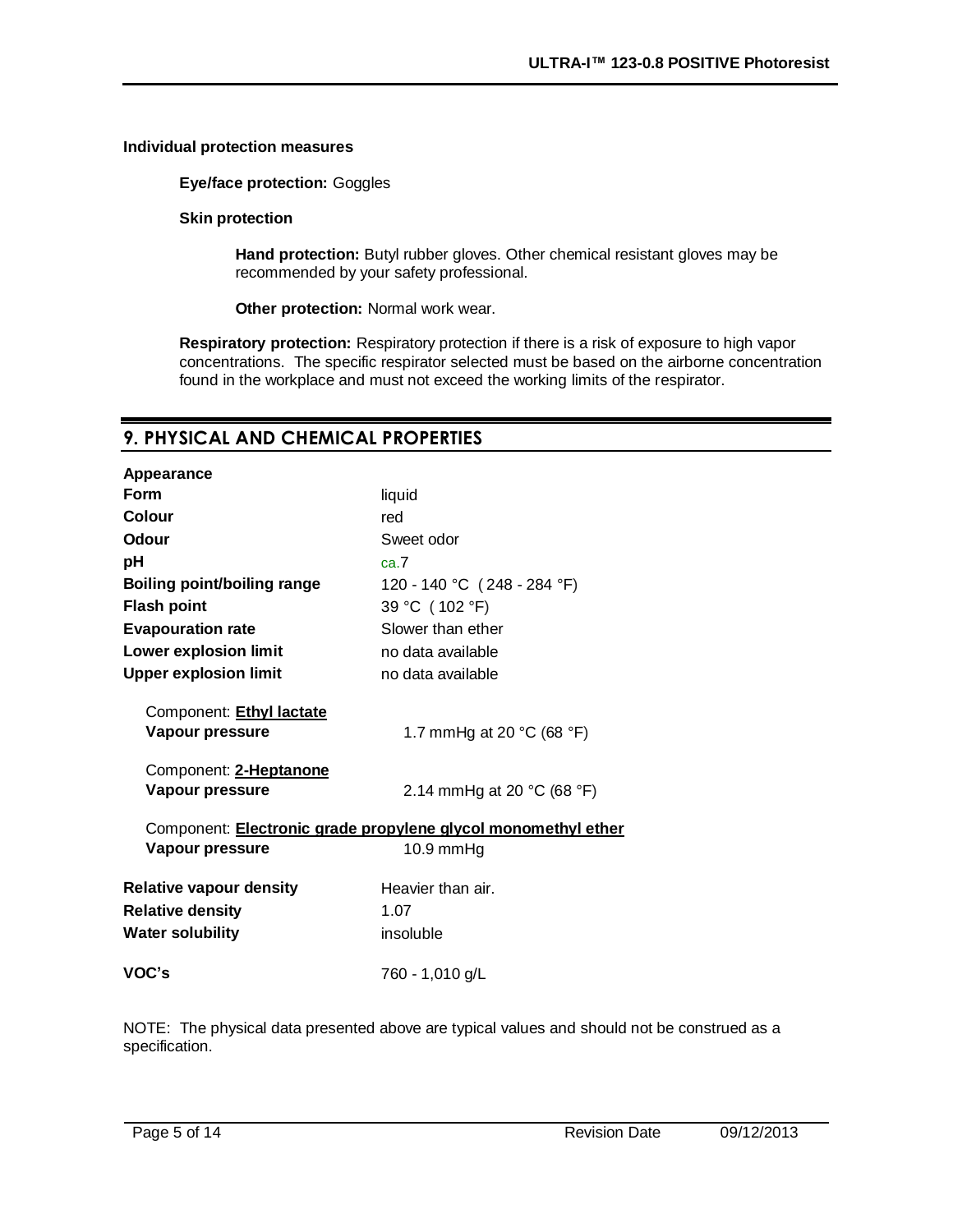**Individual protection measures**

**Eye/face protection:** Goggles

**Skin protection**

**Hand protection:** Butyl rubber gloves. Other chemical resistant gloves may be recommended by your safety professional.

**Other protection:** Normal work wear.

**Respiratory protection:** Respiratory protection if there is a risk of exposure to high vapor concentrations. The specific respirator selected must be based on the airborne concentration found in the workplace and must not exceed the working limits of the respirator.

## 9. PHYSICAL AND CHEMICAL PROPERTIES

**Appearance**

| | |
|---|---|
| **Form** | liquid |
| **Colour** | red |
| **Odour** | Sweet odor |
| **pH** | ca.7 |
| **Boiling point/boiling range** | 120 - 140 °C ( 248 - 284 °F) |
| **Flash point** | 39 °C ( 102 °F) |
| **Evapouration rate** | Slower than ether |
| **Lower explosion limit** | no data available |
| **Upper explosion limit** | no data available |

Component: **Ethyl lactate**

| | |
|---|---|
| **Vapour pressure** | 1.7 mmHg at 20 °C (68 °F) |

Component: **2-Heptanone**

| | |
|---|---|
| **Vapour pressure** | 2.14 mmHg at 20 °C (68 °F) |

Component: **Electronic grade propylene glycol monomethyl ether**

| | |
|---|---|
| **Vapour pressure** | 10.9 mmHg |

| | |
|---|---|
| **Relative vapour density** | Heavier than air. |
| **Relative density** | 1.07 |
| **Water solubility** | insoluble |
| **VOC's** | 760 - 1,010 g/L |

NOTE: The physical data presented above are typical values and should not be construed as a specification.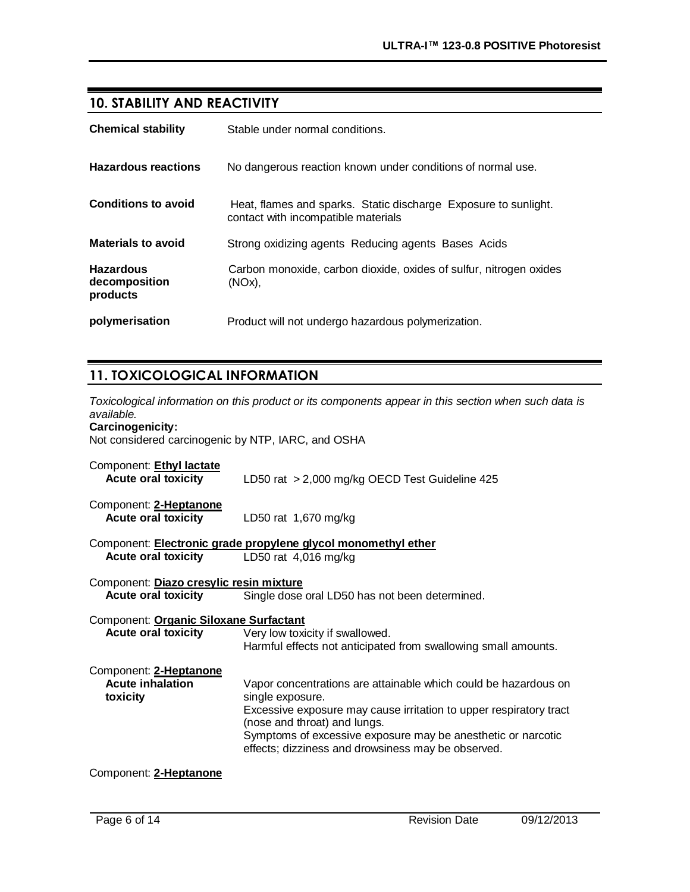## 10. STABILITY AND REACTIVITY

| | |
|---|---|
| **Chemical stability** | Stable under normal conditions. |
| **Hazardous reactions** | No dangerous reaction known under conditions of normal use. |
| **Conditions to avoid** | Heat, flames and sparks. Static discharge Exposure to sunlight. contact with incompatible materials |
| **Materials to avoid** | Strong oxidizing agents Reducing agents Bases Acids |
| **Hazardous decomposition products** | Carbon monoxide, carbon dioxide, oxides of sulfur, nitrogen oxides (NOx), |
| **polymerisation** | Product will not undergo hazardous polymerization. |

## 11. TOXICOLOGICAL INFORMATION

*Toxicological information on this product or its components appear in this section when such data is available.*

**Carcinogenicity:**
Not considered carcinogenic by NTP, IARC, and OSHA

Component: **Ethyl lactate**

| | |
|---|---|
| **Acute oral toxicity** | LD50 rat > 2,000 mg/kg OECD Test Guideline 425 |

Component: **2-Heptanone**

| | |
|---|---|
| **Acute oral toxicity** | LD50 rat 1,670 mg/kg |

Component: **Electronic grade propylene glycol monomethyl ether**

| | |
|---|---|
| **Acute oral toxicity** | LD50 rat 4,016 mg/kg |

Component: **Diazo cresylic resin mixture**

| | |
|---|---|
| **Acute oral toxicity** | Single dose oral LD50 has not been determined. |

Component: **Organic Siloxane Surfactant**

| | |
|---|---|
| **Acute oral toxicity** | Very low toxicity if swallowed.<br>Harmful effects not anticipated from swallowing small amounts. |

Component: **2-Heptanone**

| | |
|---|---|
| **Acute inhalation toxicity** | Vapor concentrations are attainable which could be hazardous on single exposure.<br>Excessive exposure may cause irritation to upper respiratory tract (nose and throat) and lungs.<br>Symptoms of excessive exposure may be anesthetic or narcotic effects; dizziness and drowsiness may be observed. |

Component: **2-Heptanone**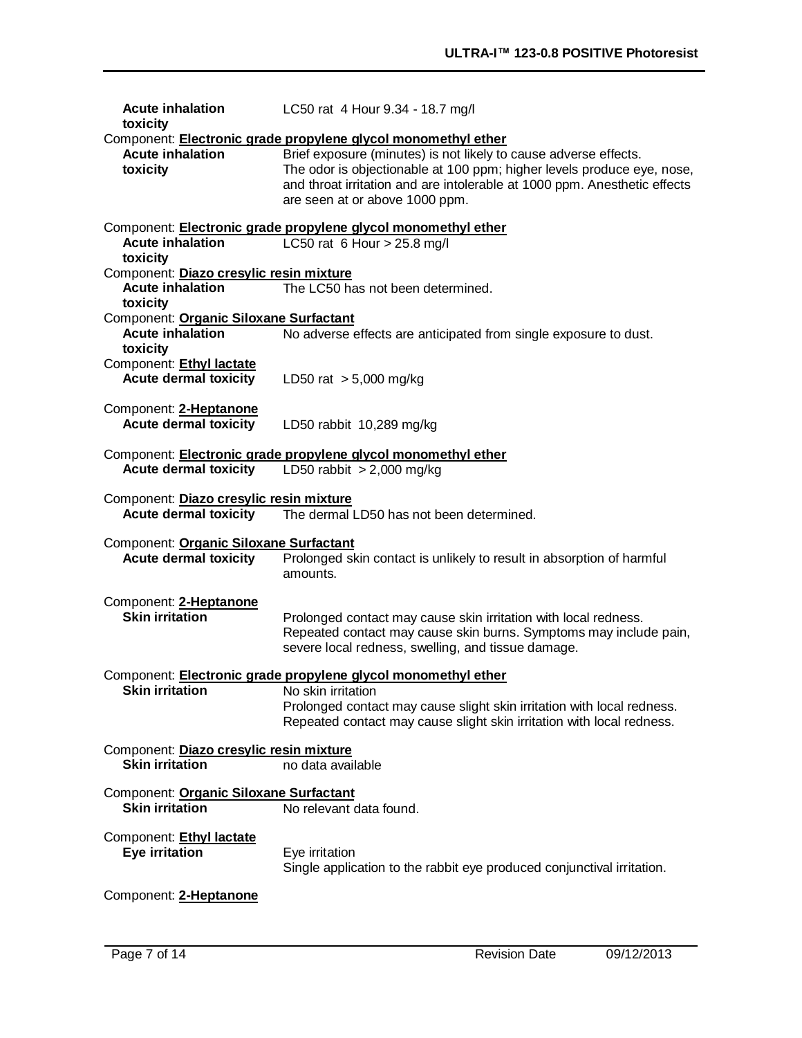**Acute inhalation toxicity** LC50 rat 4 Hour 9.34 - 18.7 mg/l

Component: **Electronic grade propylene glycol monomethyl ether**

**Acute inhalation toxicity** Brief exposure (minutes) is not likely to cause adverse effects. The odor is objectionable at 100 ppm; higher levels produce eye, nose, and throat irritation and are intolerable at 1000 ppm. Anesthetic effects are seen at or above 1000 ppm.

Component: **Electronic grade propylene glycol monomethyl ether**

**Acute inhalation toxicity** LC50 rat 6 Hour > 25.8 mg/l

Component: **Diazo cresylic resin mixture**

**Acute inhalation toxicity** The LC50 has not been determined.

Component: **Organic Siloxane Surfactant**

**Acute inhalation toxicity** No adverse effects are anticipated from single exposure to dust.

Component: **Ethyl lactate**

**Acute dermal toxicity** LD50 rat > 5,000 mg/kg

Component: **2-Heptanone**

**Acute dermal toxicity** LD50 rabbit 10,289 mg/kg

Component: **Electronic grade propylene glycol monomethyl ether**

**Acute dermal toxicity** LD50 rabbit > 2,000 mg/kg

Component: **Diazo cresylic resin mixture**

**Acute dermal toxicity** The dermal LD50 has not been determined.

Component: **Organic Siloxane Surfactant**

**Acute dermal toxicity** Prolonged skin contact is unlikely to result in absorption of harmful amounts.

Component: **2-Heptanone**

**Skin irritation** Prolonged contact may cause skin irritation with local redness. Repeated contact may cause skin burns. Symptoms may include pain, severe local redness, swelling, and tissue damage.

Component: **Electronic grade propylene glycol monomethyl ether**

**Skin irritation** No skin irritation
Prolonged contact may cause slight skin irritation with local redness.
Repeated contact may cause slight skin irritation with local redness.

Component: **Diazo cresylic resin mixture**

**Skin irritation** no data available

Component: **Organic Siloxane Surfactant**

**Skin irritation** No relevant data found.

Component: **Ethyl lactate**

**Eye irritation** Eye irritation
Single application to the rabbit eye produced conjunctival irritation.

Component: **2-Heptanone**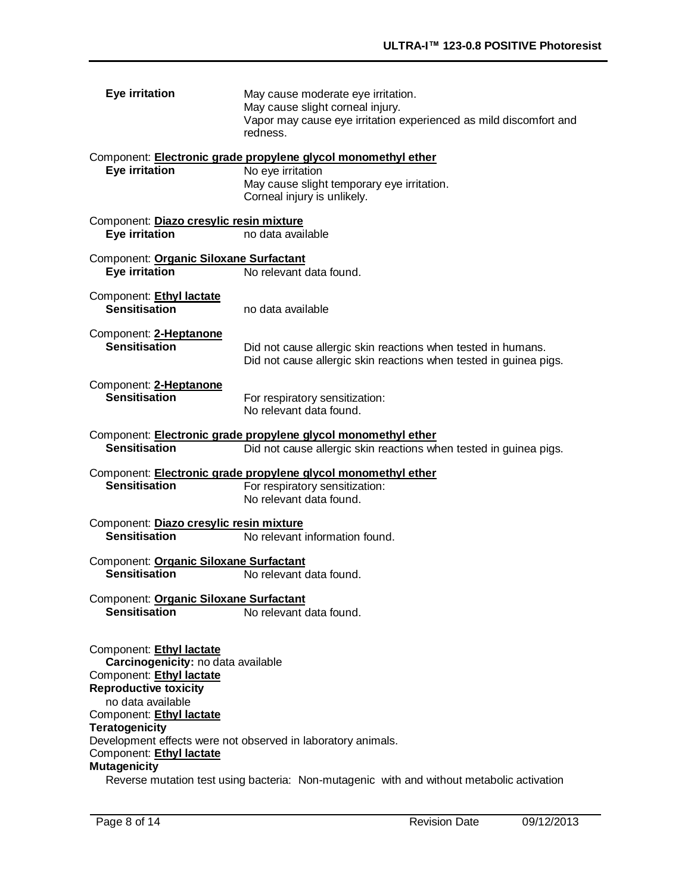**Eye irritation** May cause moderate eye irritation.
May cause slight corneal injury.
Vapor may cause eye irritation experienced as mild discomfort and redness.

Component: **Electronic grade propylene glycol monomethyl ether**
**Eye irritation** No eye irritation
May cause slight temporary eye irritation.
Corneal injury is unlikely.

Component: **Diazo cresylic resin mixture**
**Eye irritation** no data available

Component: **Organic Siloxane Surfactant**
**Eye irritation** No relevant data found.

Component: **Ethyl lactate**
**Sensitisation** no data available

Component: **2-Heptanone**
**Sensitisation** Did not cause allergic skin reactions when tested in humans.
Did not cause allergic skin reactions when tested in guinea pigs.

Component: **2-Heptanone**
**Sensitisation** For respiratory sensitization:
No relevant data found.

Component: **Electronic grade propylene glycol monomethyl ether**
**Sensitisation** Did not cause allergic skin reactions when tested in guinea pigs.

Component: **Electronic grade propylene glycol monomethyl ether**
**Sensitisation** For respiratory sensitization:
No relevant data found.

Component: **Diazo cresylic resin mixture**
**Sensitisation** No relevant information found.

Component: **Organic Siloxane Surfactant**
**Sensitisation** No relevant data found.

Component: **Organic Siloxane Surfactant**
**Sensitisation** No relevant data found.

Component: **Ethyl lactate**
**Carcinogenicity:** no data available
Component: **Ethyl lactate**
**Reproductive toxicity**
no data available
Component: **Ethyl lactate**
**Teratogenicity**
Development effects were not observed in laboratory animals.
Component: **Ethyl lactate**
**Mutagenicity**
Reverse mutation test using bacteria: Non-mutagenic with and without metabolic activation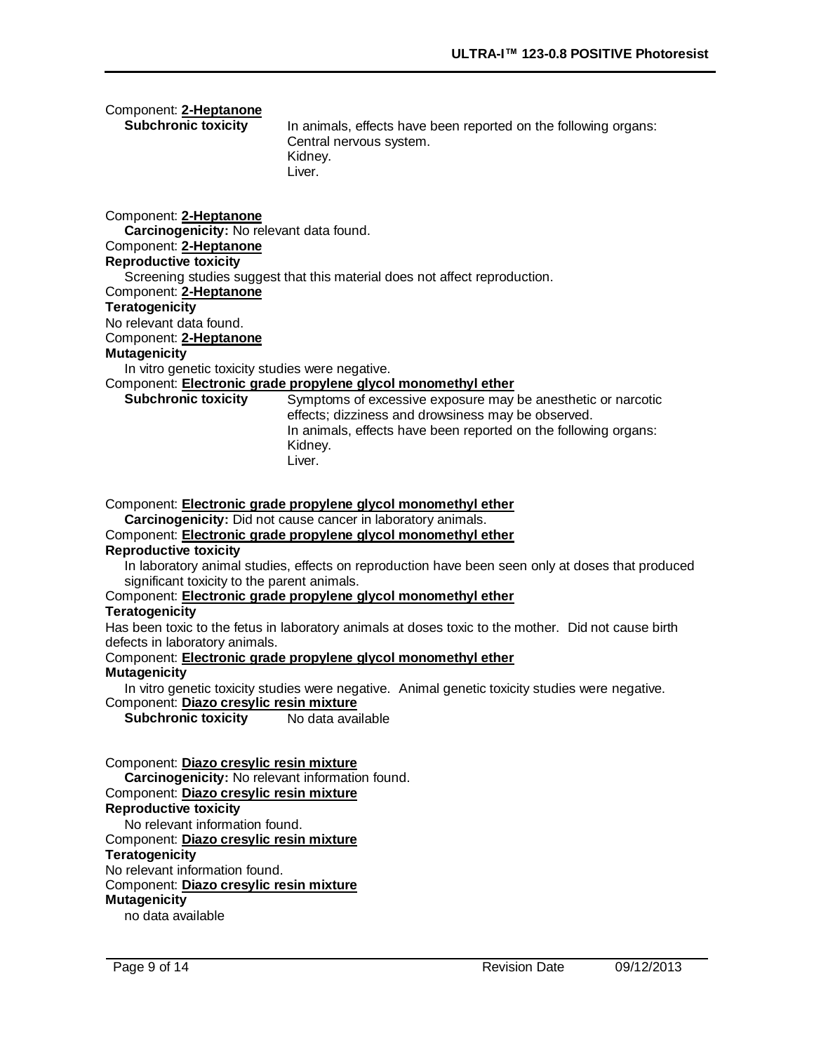Component: **2-Heptanone**

**Subchronic toxicity** In animals, effects have been reported on the following organs:
Central nervous system.
Kidney.
Liver.

Component: **2-Heptanone**

**Carcinogenicity:** No relevant data found.

Component: **2-Heptanone**

**Reproductive toxicity**

Screening studies suggest that this material does not affect reproduction.

Component: **2-Heptanone**

**Teratogenicity**

No relevant data found.

Component: **2-Heptanone**

**Mutagenicity**

In vitro genetic toxicity studies were negative.

Component: **Electronic grade propylene glycol monomethyl ether**

**Subchronic toxicity** Symptoms of excessive exposure may be anesthetic or narcotic effects; dizziness and drowsiness may be observed.
In animals, effects have been reported on the following organs:
Kidney.
Liver.

Component: **Electronic grade propylene glycol monomethyl ether**

**Carcinogenicity:** Did not cause cancer in laboratory animals.

Component: **Electronic grade propylene glycol monomethyl ether**

**Reproductive toxicity**

In laboratory animal studies, effects on reproduction have been seen only at doses that produced significant toxicity to the parent animals.

Component: **Electronic grade propylene glycol monomethyl ether**

**Teratogenicity**

Has been toxic to the fetus in laboratory animals at doses toxic to the mother. Did not cause birth defects in laboratory animals.

Component: **Electronic grade propylene glycol monomethyl ether**

**Mutagenicity**

In vitro genetic toxicity studies were negative. Animal genetic toxicity studies were negative.

Component: **Diazo cresylic resin mixture**

**Subchronic toxicity** No data available

Component: **Diazo cresylic resin mixture**

**Carcinogenicity:** No relevant information found.

Component: **Diazo cresylic resin mixture**

**Reproductive toxicity**

No relevant information found.

Component: **Diazo cresylic resin mixture**

**Teratogenicity**

No relevant information found.

Component: **Diazo cresylic resin mixture**

**Mutagenicity**

no data available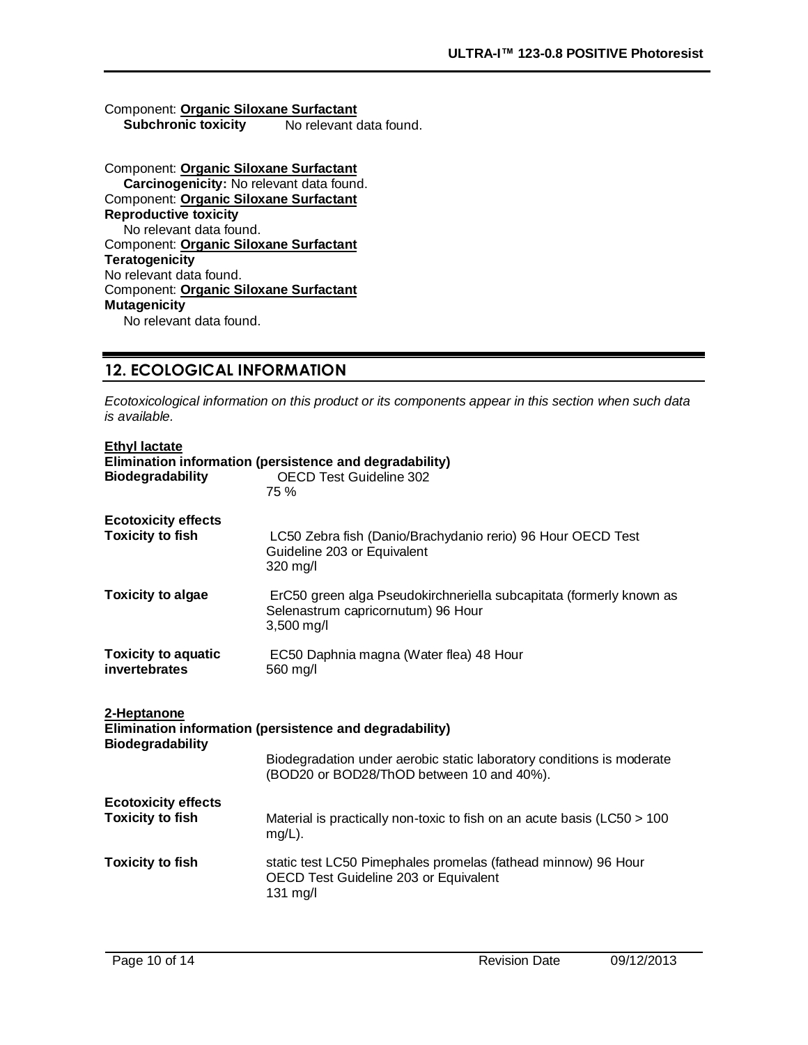Component: **Organic Siloxane Surfactant**

**Subchronic toxicity** No relevant data found.

Component: **Organic Siloxane Surfactant**

**Carcinogenicity:** No relevant data found.

Component: **Organic Siloxane Surfactant**

**Reproductive toxicity**

No relevant data found.

Component: **Organic Siloxane Surfactant**

**Teratogenicity**

No relevant data found.

Component: **Organic Siloxane Surfactant**

**Mutagenicity**

No relevant data found.

## 12. ECOLOGICAL INFORMATION

*Ecotoxicological information on this product or its components appear in this section when such data is available.*

**Ethyl lactate**

**Elimination information (persistence and degradability)**

**Biodegradability** OECD Test Guideline 302
75 %

**Ecotoxicity effects**

**Toxicity to fish** LC50 Zebra fish (Danio/Brachydanio rerio) 96 Hour OECD Test Guideline 203 or Equivalent
320 mg/l

**Toxicity to algae** ErC50 green alga Pseudokirchneriella subcapitata (formerly known as Selenastrum capricornutum) 96 Hour
3,500 mg/l

**Toxicity to aquatic invertebrates** EC50 Daphnia magna (Water flea) 48 Hour
560 mg/l

**2-Heptanone**

**Elimination information (persistence and degradability)**

**Biodegradability**

Biodegradation under aerobic static laboratory conditions is moderate (BOD20 or BOD28/ThOD between 10 and 40%).

**Ecotoxicity effects**

**Toxicity to fish** Material is practically non-toxic to fish on an acute basis (LC50 > 100 mg/L).

**Toxicity to fish** static test LC50 Pimephales promelas (fathead minnow) 96 Hour OECD Test Guideline 203 or Equivalent
131 mg/l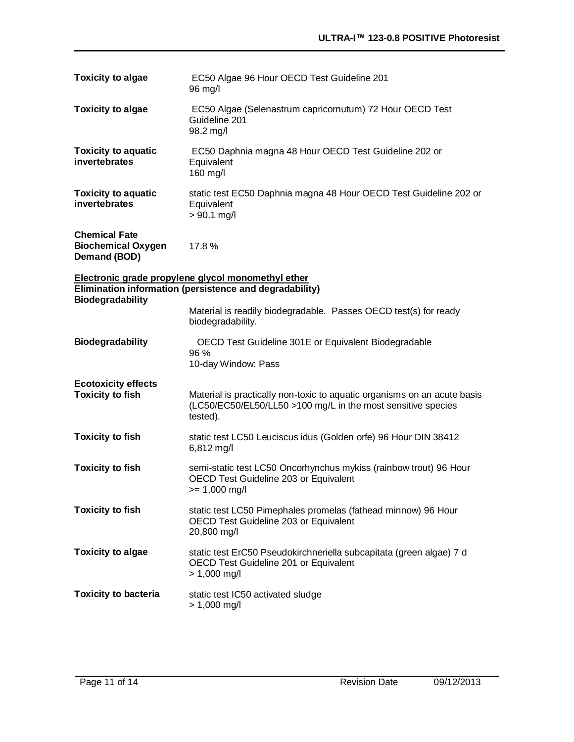**Toxicity to algae** EC50 Algae 96 Hour OECD Test Guideline 201
96 mg/l

**Toxicity to algae** EC50 Algae (Selenastrum capricornutum) 72 Hour OECD Test Guideline 201
98.2 mg/l

**Toxicity to aquatic invertebrates** EC50 Daphnia magna 48 Hour OECD Test Guideline 202 or Equivalent
160 mg/l

**Toxicity to aquatic invertebrates** static test EC50 Daphnia magna 48 Hour OECD Test Guideline 202 or Equivalent
> 90.1 mg/l

**Chemical Fate**
**Biochemical Oxygen Demand (BOD)** 17.8 %

**Electronic grade propylene glycol monomethyl ether**
**Elimination information (persistence and degradability)**
**Biodegradability**
Material is readily biodegradable. Passes OECD test(s) for ready biodegradability.

**Biodegradability** OECD Test Guideline 301E or Equivalent Biodegradable
96 %
10-day Window: Pass

**Ecotoxicity effects**
**Toxicity to fish** Material is practically non-toxic to aquatic organisms on an acute basis (LC50/EC50/EL50/LL50 >100 mg/L in the most sensitive species tested).

**Toxicity to fish** static test LC50 Leuciscus idus (Golden orfe) 96 Hour DIN 38412
6,812 mg/l

**Toxicity to fish** semi-static test LC50 Oncorhynchus mykiss (rainbow trout) 96 Hour OECD Test Guideline 203 or Equivalent
>= 1,000 mg/l

**Toxicity to fish** static test LC50 Pimephales promelas (fathead minnow) 96 Hour OECD Test Guideline 203 or Equivalent
20,800 mg/l

**Toxicity to algae** static test ErC50 Pseudokirchneriella subcapitata (green algae) 7 d OECD Test Guideline 201 or Equivalent
> 1,000 mg/l

**Toxicity to bacteria** static test IC50 activated sludge
> 1,000 mg/l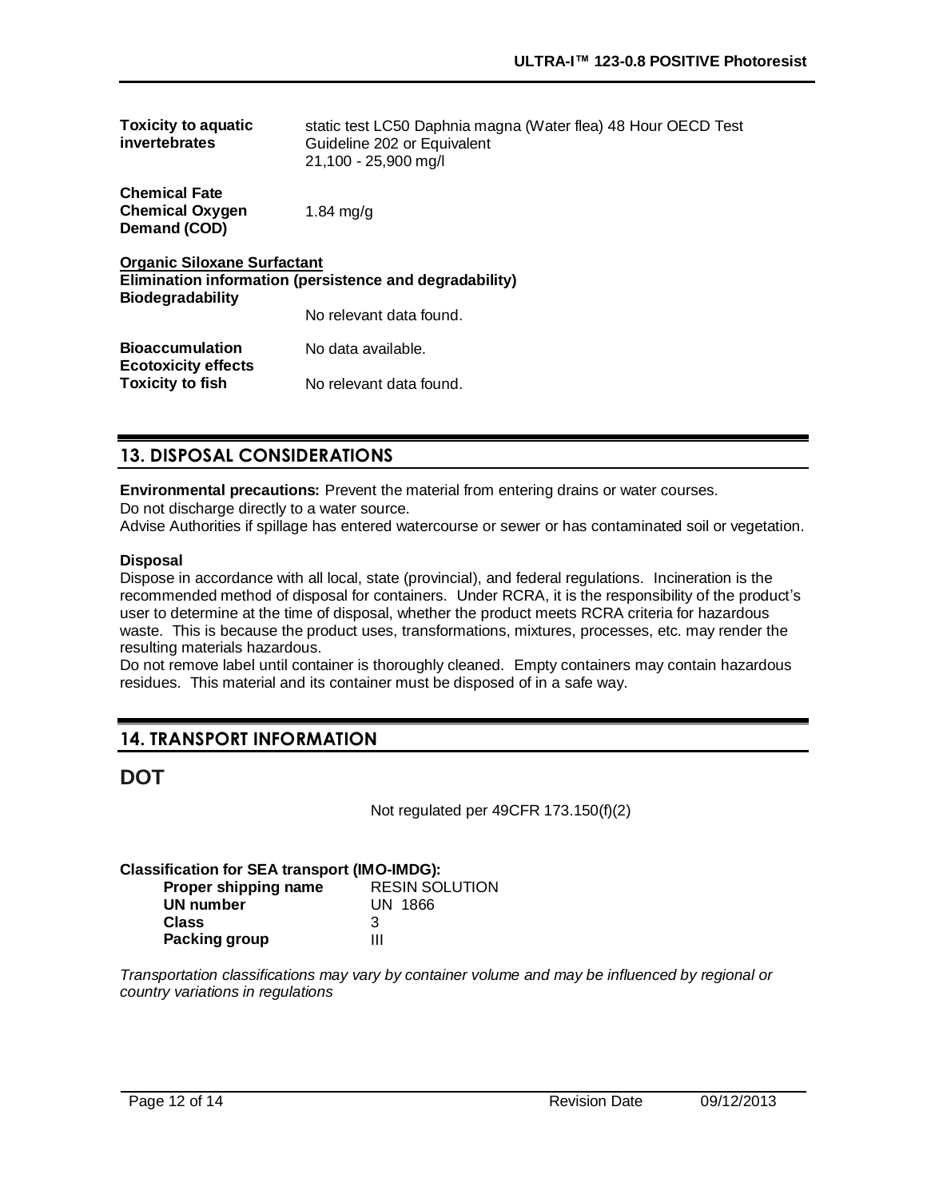**Toxicity to aquatic invertebrates** static test LC50 Daphnia magna (Water flea) 48 Hour OECD Test Guideline 202 or Equivalent
21,100 - 25,900 mg/l

**Chemical Fate**
**Chemical Oxygen Demand (COD)** 1.84 mg/g

**Organic Siloxane Surfactant**
**Elimination information (persistence and degradability)**
**Biodegradability**
No relevant data found.

**Bioaccumulation** No data available.
**Ecotoxicity effects**
**Toxicity to fish** No relevant data found.

## 13. DISPOSAL CONSIDERATIONS

**Environmental precautions:** Prevent the material from entering drains or water courses.
Do not discharge directly to a water source.
Advise Authorities if spillage has entered watercourse or sewer or has contaminated soil or vegetation.

**Disposal**
Dispose in accordance with all local, state (provincial), and federal regulations. Incineration is the recommended method of disposal for containers. Under RCRA, it is the responsibility of the product's user to determine at the time of disposal, whether the product meets RCRA criteria for hazardous waste. This is because the product uses, transformations, mixtures, processes, etc. may render the resulting materials hazardous.
Do not remove label until container is thoroughly cleaned. Empty containers may contain hazardous residues. This material and its container must be disposed of in a safe way.

## 14. TRANSPORT INFORMATION

# DOT

Not regulated per 49CFR 173.150(f)(2)

**Classification for SEA transport (IMO-IMDG):**

| | |
|---|---|
| **Proper shipping name** | RESIN SOLUTION |
| **UN number** | UN 1866 |
| **Class** | 3 |
| **Packing group** | III |

*Transportation classifications may vary by container volume and may be influenced by regional or country variations in regulations*

Revision Date 09/12/2013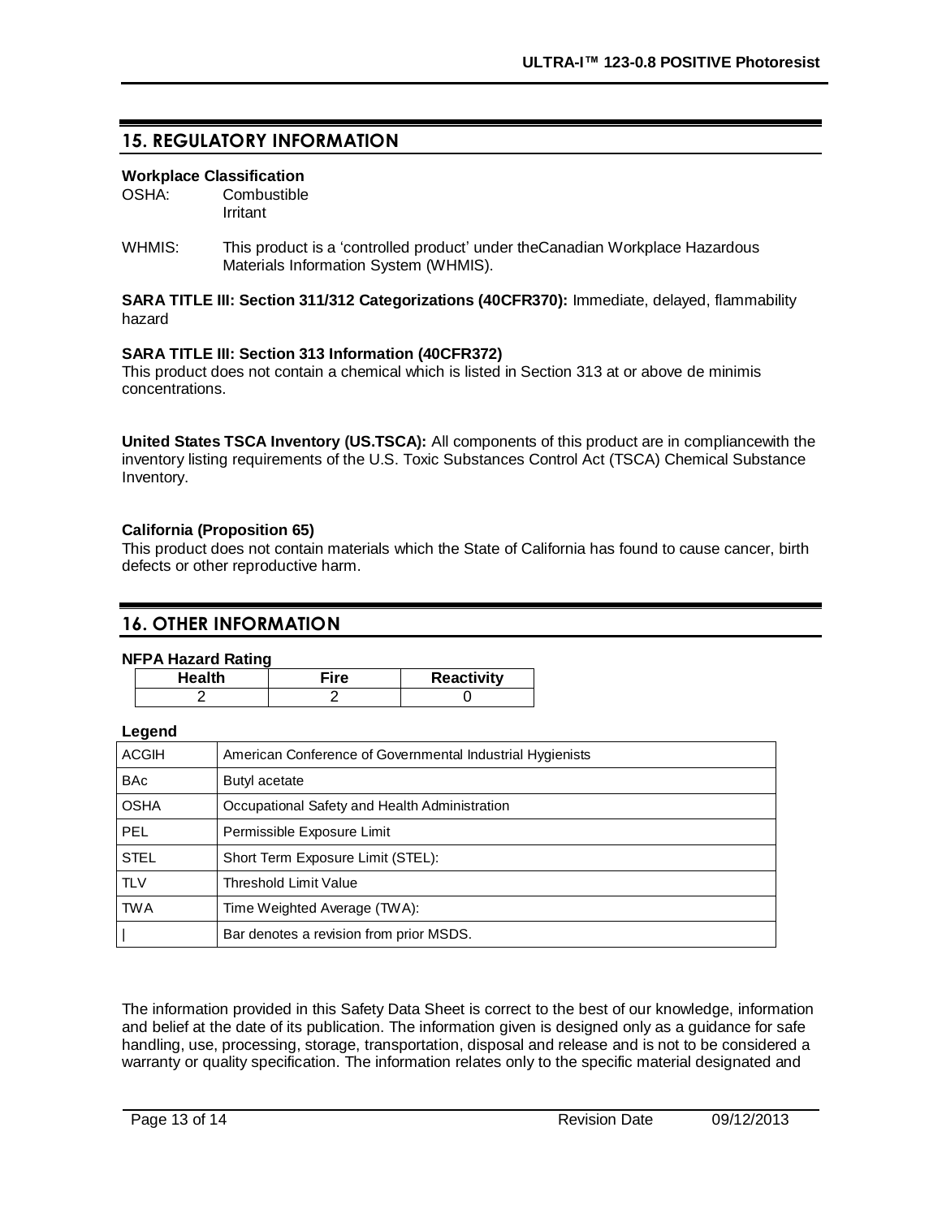## 15. REGULATORY INFORMATION

**Workplace Classification**

OSHA: Combustible
Irritant

WHMIS: This product is a 'controlled product' under theCanadian Workplace Hazardous Materials Information System (WHMIS).

**SARA TITLE III: Section 311/312 Categorizations (40CFR370):** Immediate, delayed, flammability hazard

**SARA TITLE III: Section 313 Information (40CFR372)**
This product does not contain a chemical which is listed in Section 313 at or above de minimis concentrations.

**United States TSCA Inventory (US.TSCA):** All components of this product are in compliancewith the inventory listing requirements of the U.S. Toxic Substances Control Act (TSCA) Chemical Substance Inventory.

**California (Proposition 65)**
This product does not contain materials which the State of California has found to cause cancer, birth defects or other reproductive harm.

## 16. OTHER INFORMATION

**NFPA Hazard Rating**

| Health | Fire | Reactivity |
|---|---|---|
| 2 | 2 | 0 |

**Legend**

| | |
|---|---|
| ACGIH | American Conference of Governmental Industrial Hygienists |
| BAc | Butyl acetate |
| OSHA | Occupational Safety and Health Administration |
| PEL | Permissible Exposure Limit |
| STEL | Short Term Exposure Limit (STEL): |
| TLV | Threshold Limit Value |
| TWA | Time Weighted Average (TWA): |
| \| | Bar denotes a revision from prior MSDS. |

The information provided in this Safety Data Sheet is correct to the best of our knowledge, information and belief at the date of its publication. The information given is designed only as a guidance for safe handling, use, processing, storage, transportation, disposal and release and is not to be considered a warranty or quality specification. The information relates only to the specific material designated and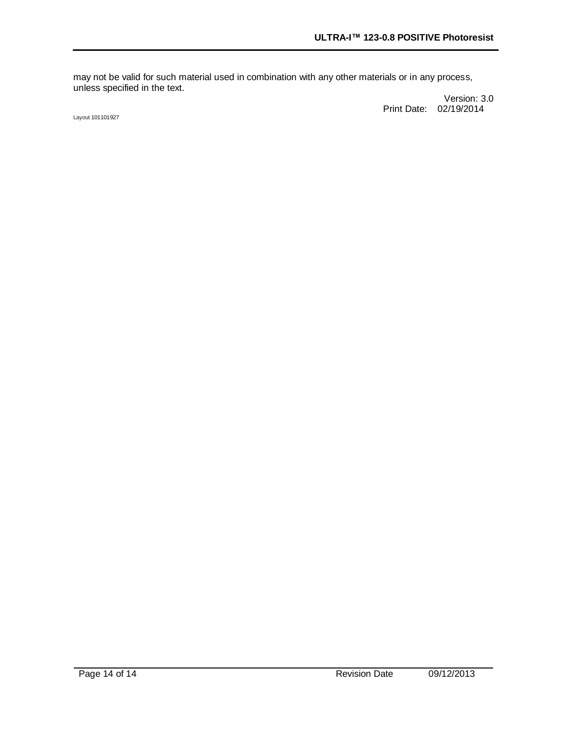may not be valid for such material used in combination with any other materials or in any process, unless specified in the text.

Version: 3.0
Print Date: 02/19/2014

Layout 101101927